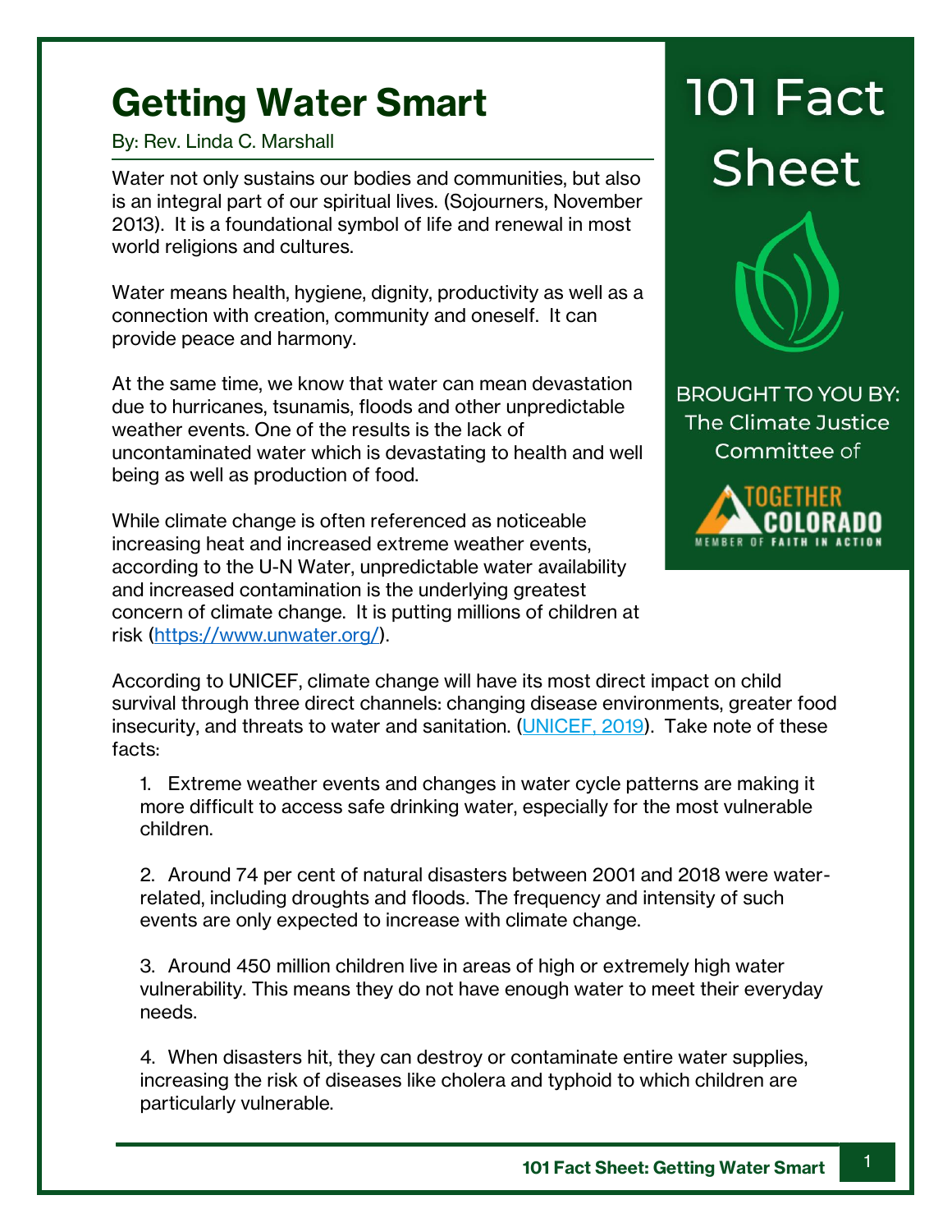# Getting Water Smart

By: Rev. Linda C. Marshall

101 Fact Sheet

BROUGHT TO YOU BY: The Climate Justice Committee of TOGETHER COLORADO — MEMBER OF FAITH IN ACTION

Water not only sustains our bodies and communities, but also is an integral part of our spiritual lives. (Sojourners, November 2013). It is a foundational symbol of life and renewal in most world religions and cultures.

Water means health, hygiene, dignity, productivity as well as a connection with creation, community and oneself. It can provide peace and harmony.

At the same time, we know that water can mean devastation due to hurricanes, tsunamis, floods and other unpredictable weather events. One of the results is the lack of uncontaminated water which is devastating to health and well being as well as production of food.

While climate change is often referenced as noticeable increasing heat and increased extreme weather events, according to the U-N Water, unpredictable water availability and increased contamination is the underlying greatest concern of climate change. It is putting millions of children at risk ([https://www.unwater.org/](https://www.unwater.org/)).

According to UNICEF, climate change will have its most direct impact on child survival through three direct channels: changing disease environments, greater food insecurity, and threats to water and sanitation. (UNICEF, 2019). Take note of these facts:

1. Extreme weather events and changes in water cycle patterns are making it more difficult to access safe drinking water, especially for the most vulnerable children.

2. Around 74 per cent of natural disasters between 2001 and 2018 were water-related, including droughts and floods. The frequency and intensity of such events are only expected to increase with climate change.

3. Around 450 million children live in areas of high or extremely high water vulnerability. This means they do not have enough water to meet their everyday needs.

4. When disasters hit, they can destroy or contaminate entire water supplies, increasing the risk of diseases like cholera and typhoid to which children are particularly vulnerable.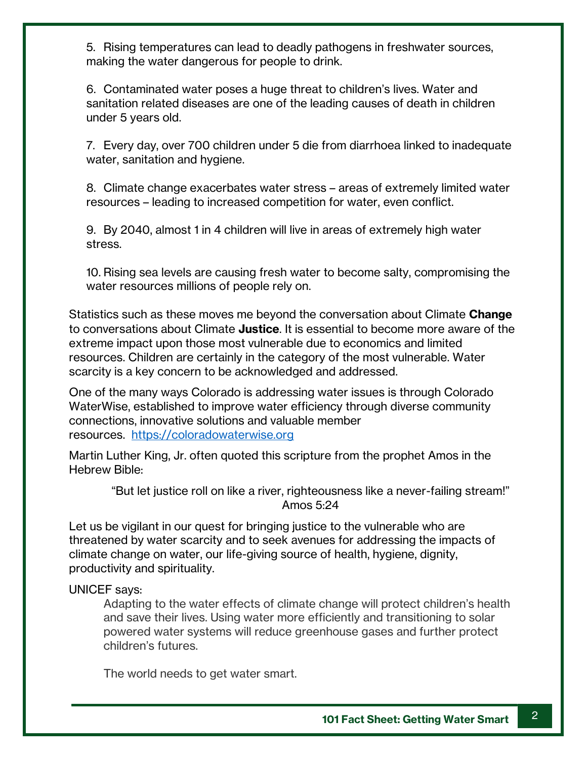5. Rising temperatures can lead to deadly pathogens in freshwater sources, making the water dangerous for people to drink.

6. Contaminated water poses a huge threat to children's lives. Water and sanitation related diseases are one of the leading causes of death in children under 5 years old.

7. Every day, over 700 children under 5 die from diarrhoea linked to inadequate water, sanitation and hygiene.

8. Climate change exacerbates water stress – areas of extremely limited water resources – leading to increased competition for water, even conflict.

9. By 2040, almost 1 in 4 children will live in areas of extremely high water stress.

10. Rising sea levels are causing fresh water to become salty, compromising the water resources millions of people rely on.

Statistics such as these moves me beyond the conversation about Climate **Change** to conversations about Climate **Justice**. It is essential to become more aware of the extreme impact upon those most vulnerable due to economics and limited resources. Children are certainly in the category of the most vulnerable. Water scarcity is a key concern to be acknowledged and addressed.

One of the many ways Colorado is addressing water issues is through Colorado WaterWise, established to improve water efficiency through diverse community connections, innovative solutions and valuable member resources. [https://coloradowaterwise.org](https://coloradowaterwise.org)

Martin Luther King, Jr. often quoted this scripture from the prophet Amos in the Hebrew Bible:

> "But let justice roll on like a river, righteousness like a never-failing stream!"
> Amos 5:24

Let us be vigilant in our quest for bringing justice to the vulnerable who are threatened by water scarcity and to seek avenues for addressing the impacts of climate change on water, our life-giving source of health, hygiene, dignity, productivity and spirituality.

UNICEF says:

> Adapting to the water effects of climate change will protect children's health and save their lives. Using water more efficiently and transitioning to solar powered water systems will reduce greenhouse gases and further protect children's futures.
>
> The world needs to get water smart.